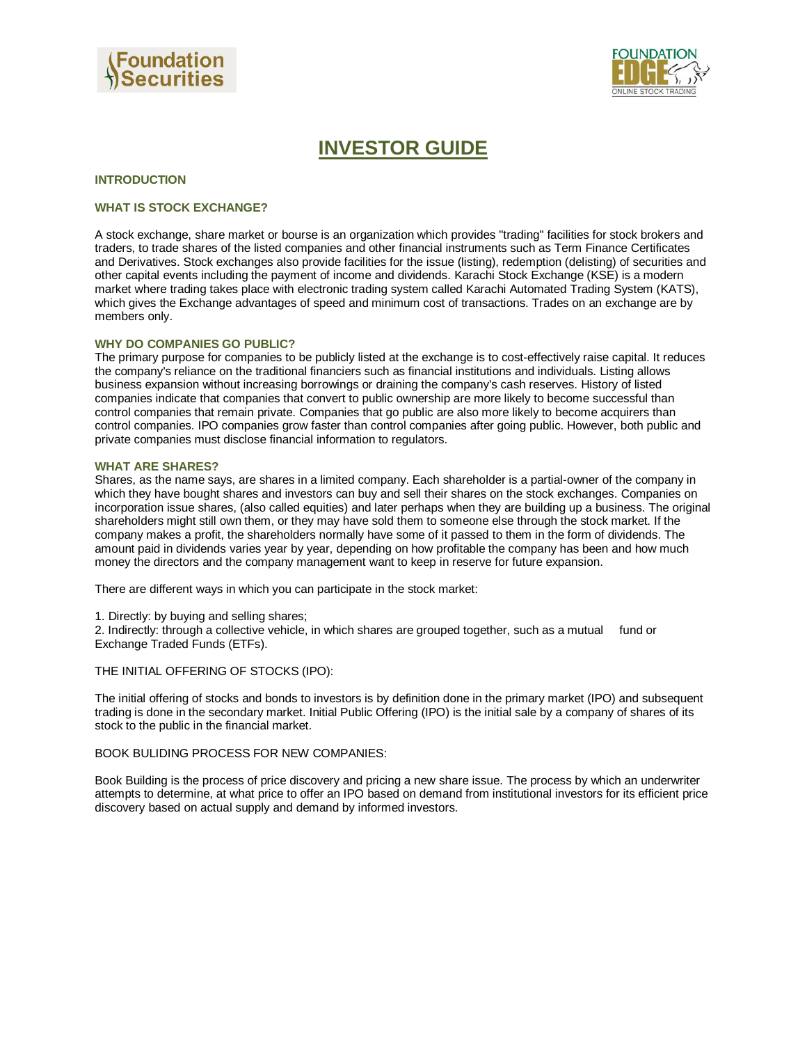# INVESTOR GUIDE

## INTRODUCTION

### WHAT IS STOCK EXCHANGE?

A stock exchange, share market or bourse is an organization which provides "trading" facilities for stock brokers and traders, to trade shares of the listed companies and other financial instruments such as Term Finance Certificates and Derivatives. Stock exchanges also provide facilities for the issue (listing), redemption (delisting) of securities and other capital events including the payment of income and dividends. Karachi Stock Exchange (KSE) is a modern market where trading takes place with electronic trading system called Karachi Automated Trading System (KATS), which gives the Exchange advantages of speed and minimum cost of transactions. Trades on an exchange are by members only.

### WHY DO COMPANIES GO PUBLIC?

The primary purpose for companies to be publicly listed at the exchange is to cost-effectively raise capital. It reduces the company's reliance on the traditional financiers such as financial institutions and individuals. Listing allows business expansion without increasing borrowings or draining the company's cash reserves. History of listed companies indicate that companies that convert to public ownership are more likely to become successful than control companies that remain private. Companies that go public are also more likely to become acquirers than control companies. IPO companies grow faster than control companies after going public. However, both public and private companies must disclose financial information to regulators.

### WHAT ARE SHARES?

Shares, as the name says, are shares in a limited company. Each shareholder is a partial-owner of the company in which they have bought shares and investors can buy and sell their shares on the stock exchanges. Companies on incorporation issue shares, (also called equities) and later perhaps when they are building up a business. The original shareholders might still own them, or they may have sold them to someone else through the stock market. If the company makes a profit, the shareholders normally have some of it passed to them in the form of dividends. The amount paid in dividends varies year by year, depending on how profitable the company has been and how much money the directors and the company management want to keep in reserve for future expansion.

There are different ways in which you can participate in the stock market:

1. Directly: by buying and selling shares;
2. Indirectly: through a collective vehicle, in which shares are grouped together, such as a mutual fund or Exchange Traded Funds (ETFs).

THE INITIAL OFFERING OF STOCKS (IPO):

The initial offering of stocks and bonds to investors is by definition done in the primary market (IPO) and subsequent trading is done in the secondary market. Initial Public Offering (IPO) is the initial sale by a company of shares of its stock to the public in the financial market.

BOOK BULIDING PROCESS FOR NEW COMPANIES:

Book Building is the process of price discovery and pricing a new share issue. The process by which an underwriter attempts to determine, at what price to offer an IPO based on demand from institutional investors for its efficient price discovery based on actual supply and demand by informed investors.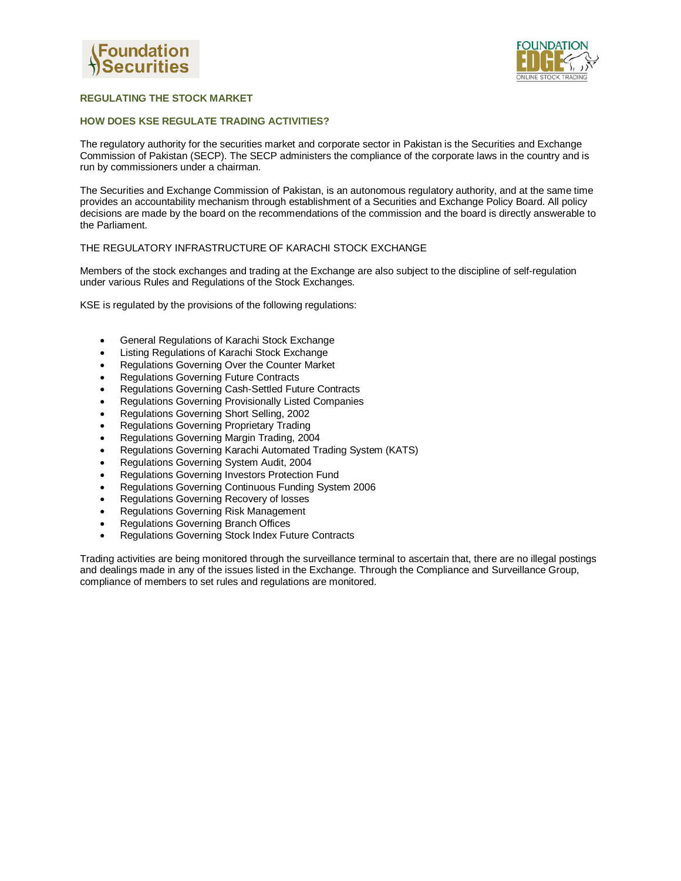## REGULATING THE STOCK MARKET

### HOW DOES KSE REGULATE TRADING ACTIVITIES?

The regulatory authority for the securities market and corporate sector in Pakistan is the Securities and Exchange Commission of Pakistan (SECP). The SECP administers the compliance of the corporate laws in the country and is run by commissioners under a chairman.

The Securities and Exchange Commission of Pakistan, is an autonomous regulatory authority, and at the same time provides an accountability mechanism through establishment of a Securities and Exchange Policy Board. All policy decisions are made by the board on the recommendations of the commission and the board is directly answerable to the Parliament.

THE REGULATORY INFRASTRUCTURE OF KARACHI STOCK EXCHANGE

Members of the stock exchanges and trading at the Exchange are also subject to the discipline of self-regulation under various Rules and Regulations of the Stock Exchanges.

KSE is regulated by the provisions of the following regulations:

- General Regulations of Karachi Stock Exchange
- Listing Regulations of Karachi Stock Exchange
- Regulations Governing Over the Counter Market
- Regulations Governing Future Contracts
- Regulations Governing Cash-Settled Future Contracts
- Regulations Governing Provisionally Listed Companies
- Regulations Governing Short Selling, 2002
- Regulations Governing Proprietary Trading
- Regulations Governing Margin Trading, 2004
- Regulations Governing Karachi Automated Trading System (KATS)
- Regulations Governing System Audit, 2004
- Regulations Governing Investors Protection Fund
- Regulations Governing Continuous Funding System 2006
- Regulations Governing Recovery of losses
- Regulations Governing Risk Management
- Regulations Governing Branch Offices
- Regulations Governing Stock Index Future Contracts

Trading activities are being monitored through the surveillance terminal to ascertain that, there are no illegal postings and dealings made in any of the issues listed in the Exchange. Through the Compliance and Surveillance Group, compliance of members to set rules and regulations are monitored.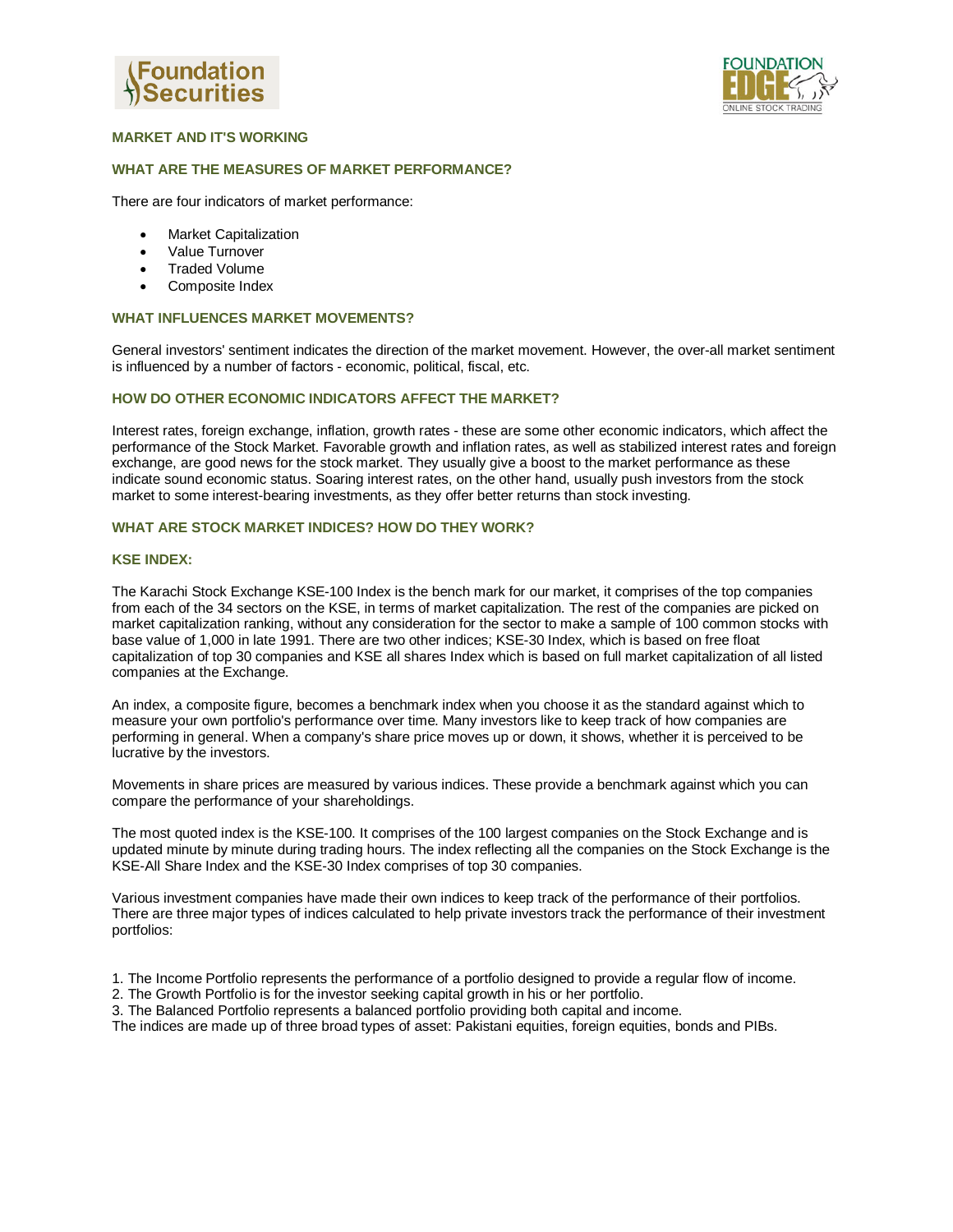## MARKET AND IT'S WORKING

### WHAT ARE THE MEASURES OF MARKET PERFORMANCE?

There are four indicators of market performance:

- Market Capitalization
- Value Turnover
- Traded Volume
- Composite Index

### WHAT INFLUENCES MARKET MOVEMENTS?

General investors' sentiment indicates the direction of the market movement. However, the over-all market sentiment is influenced by a number of factors - economic, political, fiscal, etc.

### HOW DO OTHER ECONOMIC INDICATORS AFFECT THE MARKET?

Interest rates, foreign exchange, inflation, growth rates - these are some other economic indicators, which affect the performance of the Stock Market. Favorable growth and inflation rates, as well as stabilized interest rates and foreign exchange, are good news for the stock market. They usually give a boost to the market performance as these indicate sound economic status. Soaring interest rates, on the other hand, usually push investors from the stock market to some interest-bearing investments, as they offer better returns than stock investing.

### WHAT ARE STOCK MARKET INDICES? HOW DO THEY WORK?

### KSE INDEX:

The Karachi Stock Exchange KSE-100 Index is the bench mark for our market, it comprises of the top companies from each of the 34 sectors on the KSE, in terms of market capitalization. The rest of the companies are picked on market capitalization ranking, without any consideration for the sector to make a sample of 100 common stocks with base value of 1,000 in late 1991. There are two other indices; KSE-30 Index, which is based on free float capitalization of top 30 companies and KSE all shares Index which is based on full market capitalization of all listed companies at the Exchange.

An index, a composite figure, becomes a benchmark index when you choose it as the standard against which to measure your own portfolio's performance over time. Many investors like to keep track of how companies are performing in general. When a company's share price moves up or down, it shows, whether it is perceived to be lucrative by the investors.

Movements in share prices are measured by various indices. These provide a benchmark against which you can compare the performance of your shareholdings.

The most quoted index is the KSE-100. It comprises of the 100 largest companies on the Stock Exchange and is updated minute by minute during trading hours. The index reflecting all the companies on the Stock Exchange is the KSE-All Share Index and the KSE-30 Index comprises of top 30 companies.

Various investment companies have made their own indices to keep track of the performance of their portfolios. There are three major types of indices calculated to help private investors track the performance of their investment portfolios:

1. The Income Portfolio represents the performance of a portfolio designed to provide a regular flow of income.
2. The Growth Portfolio is for the investor seeking capital growth in his or her portfolio.
3. The Balanced Portfolio represents a balanced portfolio providing both capital and income.

The indices are made up of three broad types of asset: Pakistani equities, foreign equities, bonds and PIBs.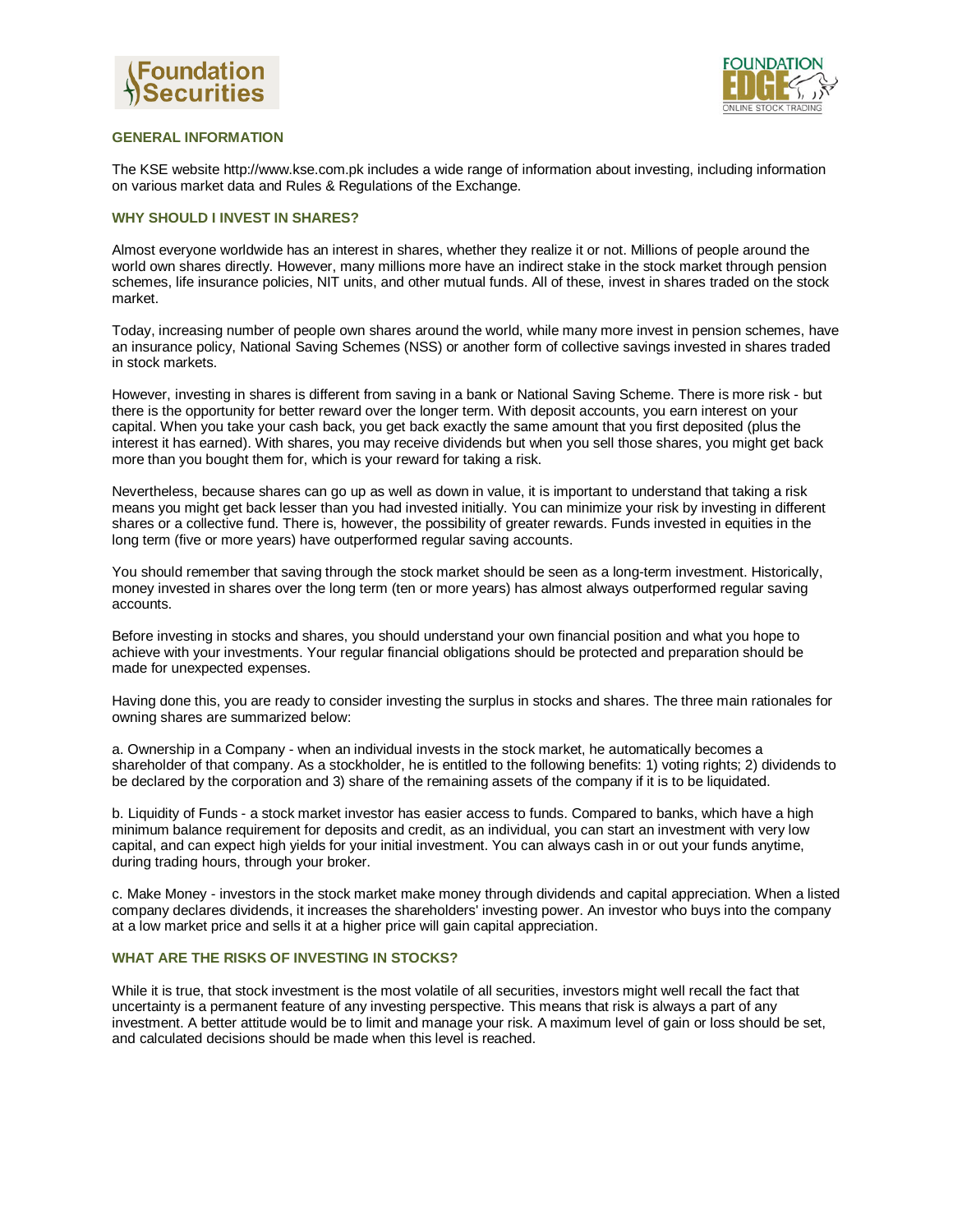## GENERAL INFORMATION

The KSE website http://www.kse.com.pk includes a wide range of information about investing, including information on various market data and Rules & Regulations of the Exchange.

## WHY SHOULD I INVEST IN SHARES?

Almost everyone worldwide has an interest in shares, whether they realize it or not. Millions of people around the world own shares directly. However, many millions more have an indirect stake in the stock market through pension schemes, life insurance policies, NIT units, and other mutual funds. All of these, invest in shares traded on the stock market.

Today, increasing number of people own shares around the world, while many more invest in pension schemes, have an insurance policy, National Saving Schemes (NSS) or another form of collective savings invested in shares traded in stock markets.

However, investing in shares is different from saving in a bank or National Saving Scheme. There is more risk - but there is the opportunity for better reward over the longer term. With deposit accounts, you earn interest on your capital. When you take your cash back, you get back exactly the same amount that you first deposited (plus the interest it has earned). With shares, you may receive dividends but when you sell those shares, you might get back more than you bought them for, which is your reward for taking a risk.

Nevertheless, because shares can go up as well as down in value, it is important to understand that taking a risk means you might get back lesser than you had invested initially. You can minimize your risk by investing in different shares or a collective fund. There is, however, the possibility of greater rewards. Funds invested in equities in the long term (five or more years) have outperformed regular saving accounts.

You should remember that saving through the stock market should be seen as a long-term investment. Historically, money invested in shares over the long term (ten or more years) has almost always outperformed regular saving accounts.

Before investing in stocks and shares, you should understand your own financial position and what you hope to achieve with your investments. Your regular financial obligations should be protected and preparation should be made for unexpected expenses.

Having done this, you are ready to consider investing the surplus in stocks and shares. The three main rationales for owning shares are summarized below:

a. Ownership in a Company - when an individual invests in the stock market, he automatically becomes a shareholder of that company. As a stockholder, he is entitled to the following benefits: 1) voting rights; 2) dividends to be declared by the corporation and 3) share of the remaining assets of the company if it is to be liquidated.

b. Liquidity of Funds - a stock market investor has easier access to funds. Compared to banks, which have a high minimum balance requirement for deposits and credit, as an individual, you can start an investment with very low capital, and can expect high yields for your initial investment. You can always cash in or out your funds anytime, during trading hours, through your broker.

c. Make Money - investors in the stock market make money through dividends and capital appreciation. When a listed company declares dividends, it increases the shareholders' investing power. An investor who buys into the company at a low market price and sells it at a higher price will gain capital appreciation.

## WHAT ARE THE RISKS OF INVESTING IN STOCKS?

While it is true, that stock investment is the most volatile of all securities, investors might well recall the fact that uncertainty is a permanent feature of any investing perspective. This means that risk is always a part of any investment. A better attitude would be to limit and manage your risk. A maximum level of gain or loss should be set, and calculated decisions should be made when this level is reached.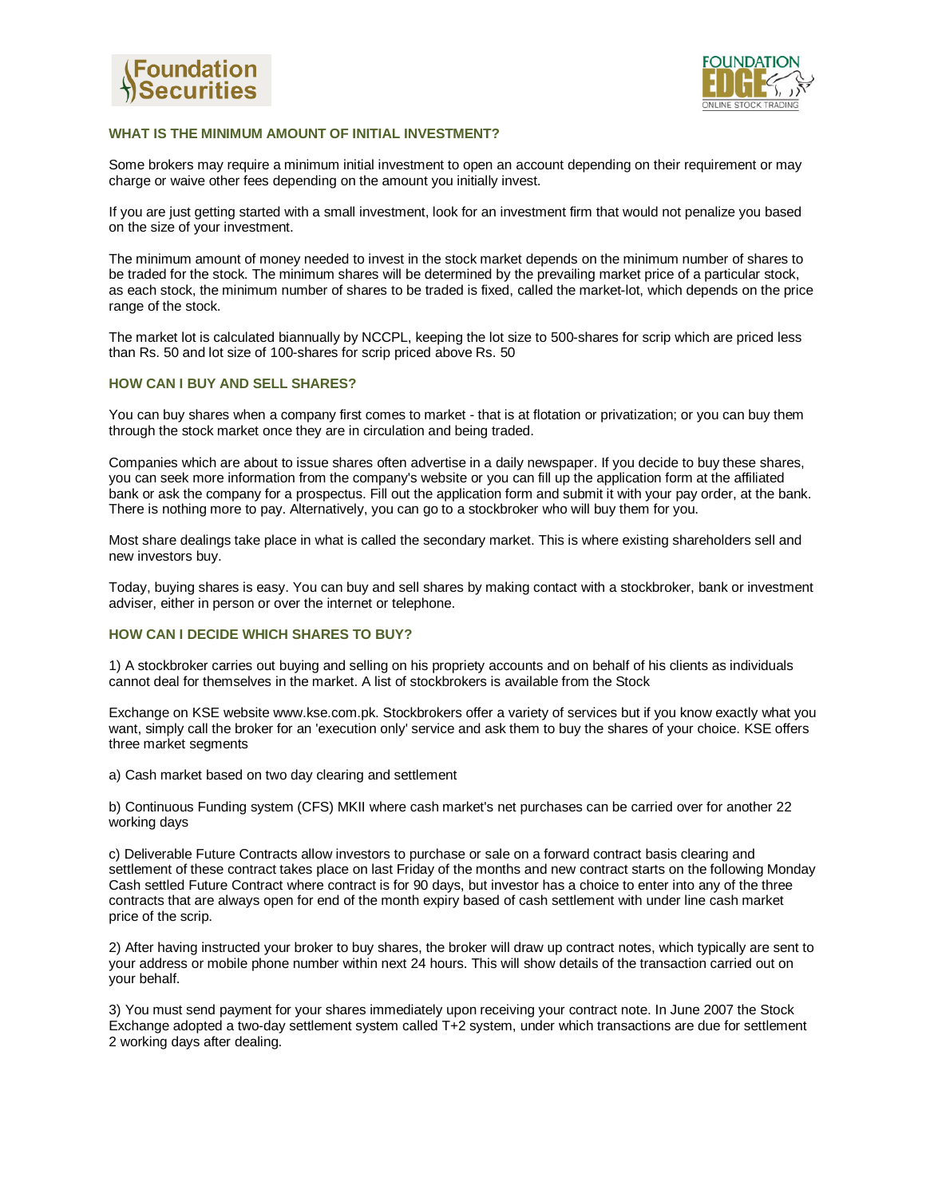### WHAT IS THE MINIMUM AMOUNT OF INITIAL INVESTMENT?

Some brokers may require a minimum initial investment to open an account depending on their requirement or may charge or waive other fees depending on the amount you initially invest.

If you are just getting started with a small investment, look for an investment firm that would not penalize you based on the size of your investment.

The minimum amount of money needed to invest in the stock market depends on the minimum number of shares to be traded for the stock. The minimum shares will be determined by the prevailing market price of a particular stock, as each stock, the minimum number of shares to be traded is fixed, called the market-lot, which depends on the price range of the stock.

The market lot is calculated biannually by NCCPL, keeping the lot size to 500-shares for scrip which are priced less than Rs. 50 and lot size of 100-shares for scrip priced above Rs. 50

### HOW CAN I BUY AND SELL SHARES?

You can buy shares when a company first comes to market - that is at flotation or privatization; or you can buy them through the stock market once they are in circulation and being traded.

Companies which are about to issue shares often advertise in a daily newspaper. If you decide to buy these shares, you can seek more information from the company's website or you can fill up the application form at the affiliated bank or ask the company for a prospectus. Fill out the application form and submit it with your pay order, at the bank. There is nothing more to pay. Alternatively, you can go to a stockbroker who will buy them for you.

Most share dealings take place in what is called the secondary market. This is where existing shareholders sell and new investors buy.

Today, buying shares is easy. You can buy and sell shares by making contact with a stockbroker, bank or investment adviser, either in person or over the internet or telephone.

### HOW CAN I DECIDE WHICH SHARES TO BUY?

1) A stockbroker carries out buying and selling on his propriety accounts and on behalf of his clients as individuals cannot deal for themselves in the market. A list of stockbrokers is available from the Stock

Exchange on KSE website www.kse.com.pk. Stockbrokers offer a variety of services but if you know exactly what you want, simply call the broker for an 'execution only' service and ask them to buy the shares of your choice. KSE offers three market segments

a) Cash market based on two day clearing and settlement

b) Continuous Funding system (CFS) MKII where cash market's net purchases can be carried over for another 22 working days

c) Deliverable Future Contracts allow investors to purchase or sale on a forward contract basis clearing and settlement of these contract takes place on last Friday of the months and new contract starts on the following Monday Cash settled Future Contract where contract is for 90 days, but investor has a choice to enter into any of the three contracts that are always open for end of the month expiry based of cash settlement with under line cash market price of the scrip.

2) After having instructed your broker to buy shares, the broker will draw up contract notes, which typically are sent to your address or mobile phone number within next 24 hours. This will show details of the transaction carried out on your behalf.

3) You must send payment for your shares immediately upon receiving your contract note. In June 2007 the Stock Exchange adopted a two-day settlement system called T+2 system, under which transactions are due for settlement 2 working days after dealing.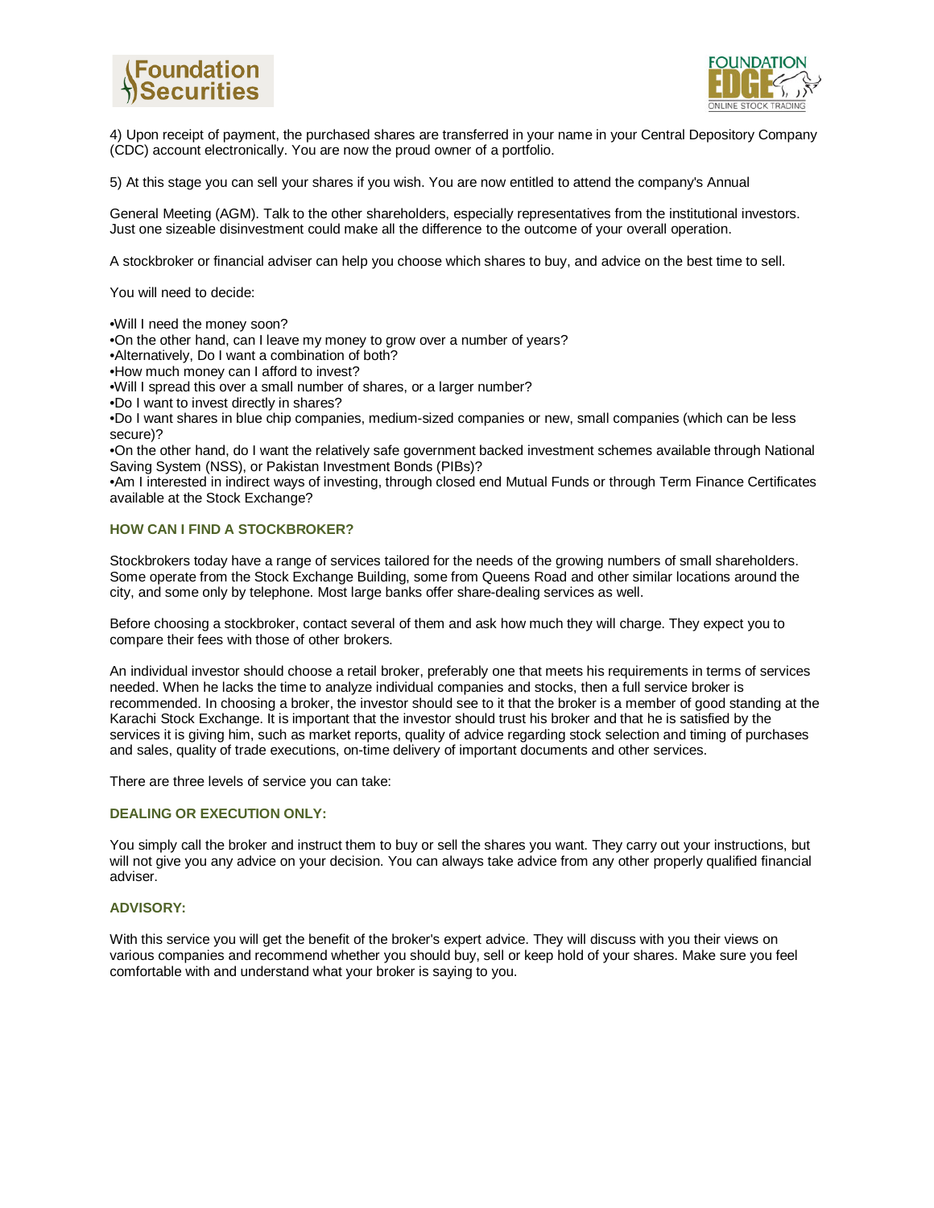4) Upon receipt of payment, the purchased shares are transferred in your name in your Central Depository Company (CDC) account electronically. You are now the proud owner of a portfolio.

5) At this stage you can sell your shares if you wish. You are now entitled to attend the company's Annual

General Meeting (AGM). Talk to the other shareholders, especially representatives from the institutional investors. Just one sizeable disinvestment could make all the difference to the outcome of your overall operation.

A stockbroker or financial adviser can help you choose which shares to buy, and advice on the best time to sell.

You will need to decide:

- Will I need the money soon?
- On the other hand, can I leave my money to grow over a number of years?
- Alternatively, Do I want a combination of both?
- How much money can I afford to invest?
- Will I spread this over a small number of shares, or a larger number?
- Do I want to invest directly in shares?
- Do I want shares in blue chip companies, medium-sized companies or new, small companies (which can be less secure)?
- On the other hand, do I want the relatively safe government backed investment schemes available through National Saving System (NSS), or Pakistan Investment Bonds (PIBs)?
- Am I interested in indirect ways of investing, through closed end Mutual Funds or through Term Finance Certificates available at the Stock Exchange?

### HOW CAN I FIND A STOCKBROKER?

Stockbrokers today have a range of services tailored for the needs of the growing numbers of small shareholders. Some operate from the Stock Exchange Building, some from Queens Road and other similar locations around the city, and some only by telephone. Most large banks offer share-dealing services as well.

Before choosing a stockbroker, contact several of them and ask how much they will charge. They expect you to compare their fees with those of other brokers.

An individual investor should choose a retail broker, preferably one that meets his requirements in terms of services needed. When he lacks the time to analyze individual companies and stocks, then a full service broker is recommended. In choosing a broker, the investor should see to it that the broker is a member of good standing at the Karachi Stock Exchange. It is important that the investor should trust his broker and that he is satisfied by the services it is giving him, such as market reports, quality of advice regarding stock selection and timing of purchases and sales, quality of trade executions, on-time delivery of important documents and other services.

There are three levels of service you can take:

### DEALING OR EXECUTION ONLY:

You simply call the broker and instruct them to buy or sell the shares you want. They carry out your instructions, but will not give you any advice on your decision. You can always take advice from any other properly qualified financial adviser.

### ADVISORY:

With this service you will get the benefit of the broker's expert advice. They will discuss with you their views on various companies and recommend whether you should buy, sell or keep hold of your shares. Make sure you feel comfortable with and understand what your broker is saying to you.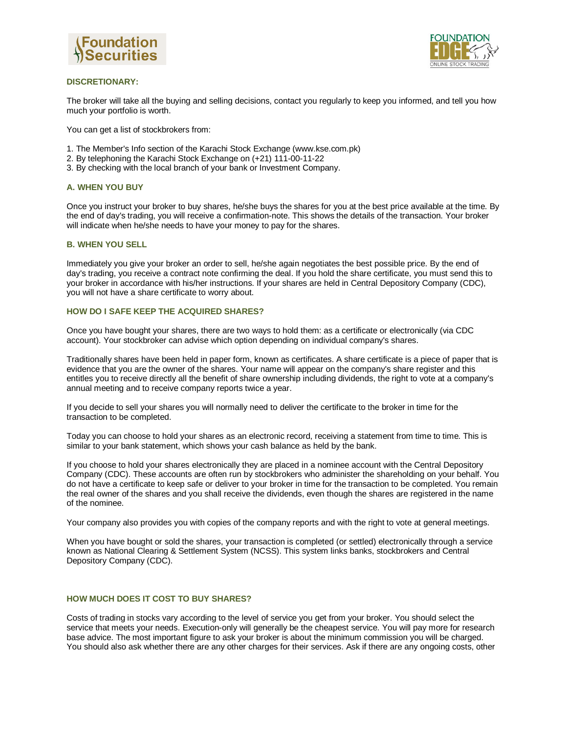### DISCRETIONARY:

The broker will take all the buying and selling decisions, contact you regularly to keep you informed, and tell you how much your portfolio is worth.

You can get a list of stockbrokers from:

1. The Member's Info section of the Karachi Stock Exchange (www.kse.com.pk)
2. By telephoning the Karachi Stock Exchange on (+21) 111-00-11-22
3. By checking with the local branch of your bank or Investment Company.

### A. WHEN YOU BUY

Once you instruct your broker to buy shares, he/she buys the shares for you at the best price available at the time. By the end of day's trading, you will receive a confirmation-note. This shows the details of the transaction. Your broker will indicate when he/she needs to have your money to pay for the shares.

### B. WHEN YOU SELL

Immediately you give your broker an order to sell, he/she again negotiates the best possible price. By the end of day's trading, you receive a contract note confirming the deal. If you hold the share certificate, you must send this to your broker in accordance with his/her instructions. If your shares are held in Central Depository Company (CDC), you will not have a share certificate to worry about.

### HOW DO I SAFE KEEP THE ACQUIRED SHARES?

Once you have bought your shares, there are two ways to hold them: as a certificate or electronically (via CDC account). Your stockbroker can advise which option depending on individual company's shares.

Traditionally shares have been held in paper form, known as certificates. A share certificate is a piece of paper that is evidence that you are the owner of the shares. Your name will appear on the company's share register and this entitles you to receive directly all the benefit of share ownership including dividends, the right to vote at a company's annual meeting and to receive company reports twice a year.

If you decide to sell your shares you will normally need to deliver the certificate to the broker in time for the transaction to be completed.

Today you can choose to hold your shares as an electronic record, receiving a statement from time to time. This is similar to your bank statement, which shows your cash balance as held by the bank.

If you choose to hold your shares electronically they are placed in a nominee account with the Central Depository Company (CDC). These accounts are often run by stockbrokers who administer the shareholding on your behalf. You do not have a certificate to keep safe or deliver to your broker in time for the transaction to be completed. You remain the real owner of the shares and you shall receive the dividends, even though the shares are registered in the name of the nominee.

Your company also provides you with copies of the company reports and with the right to vote at general meetings.

When you have bought or sold the shares, your transaction is completed (or settled) electronically through a service known as National Clearing & Settlement System (NCSS). This system links banks, stockbrokers and Central Depository Company (CDC).

### HOW MUCH DOES IT COST TO BUY SHARES?

Costs of trading in stocks vary according to the level of service you get from your broker. You should select the service that meets your needs. Execution-only will generally be the cheapest service. You will pay more for research base advice. The most important figure to ask your broker is about the minimum commission you will be charged. You should also ask whether there are any other charges for their services. Ask if there are any ongoing costs, other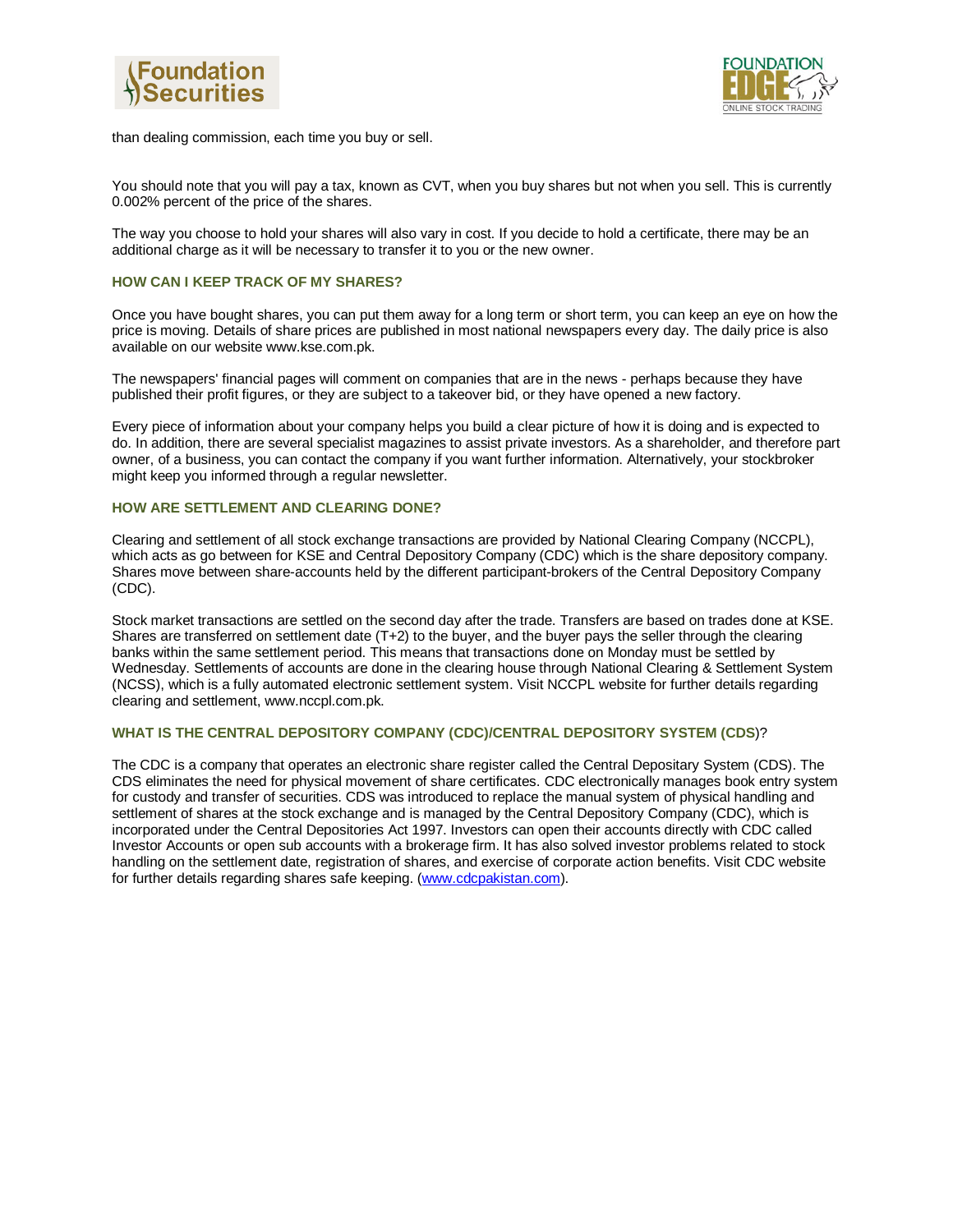than dealing commission, each time you buy or sell.

You should note that you will pay a tax, known as CVT, when you buy shares but not when you sell. This is currently 0.002% percent of the price of the shares.

The way you choose to hold your shares will also vary in cost. If you decide to hold a certificate, there may be an additional charge as it will be necessary to transfer it to you or the new owner.

### HOW CAN I KEEP TRACK OF MY SHARES?

Once you have bought shares, you can put them away for a long term or short term, you can keep an eye on how the price is moving. Details of share prices are published in most national newspapers every day. The daily price is also available on our website www.kse.com.pk.

The newspapers' financial pages will comment on companies that are in the news - perhaps because they have published their profit figures, or they are subject to a takeover bid, or they have opened a new factory.

Every piece of information about your company helps you build a clear picture of how it is doing and is expected to do. In addition, there are several specialist magazines to assist private investors. As a shareholder, and therefore part owner, of a business, you can contact the company if you want further information. Alternatively, your stockbroker might keep you informed through a regular newsletter.

### HOW ARE SETTLEMENT AND CLEARING DONE?

Clearing and settlement of all stock exchange transactions are provided by National Clearing Company (NCCPL), which acts as go between for KSE and Central Depository Company (CDC) which is the share depository company. Shares move between share-accounts held by the different participant-brokers of the Central Depository Company (CDC).

Stock market transactions are settled on the second day after the trade. Transfers are based on trades done at KSE. Shares are transferred on settlement date (T+2) to the buyer, and the buyer pays the seller through the clearing banks within the same settlement period. This means that transactions done on Monday must be settled by Wednesday. Settlements of accounts are done in the clearing house through National Clearing & Settlement System (NCSS), which is a fully automated electronic settlement system. Visit NCCPL website for further details regarding clearing and settlement, www.nccpl.com.pk.

### WHAT IS THE CENTRAL DEPOSITORY COMPANY (CDC)/CENTRAL DEPOSITORY SYSTEM (CDS)?

The CDC is a company that operates an electronic share register called the Central Depositary System (CDS). The CDS eliminates the need for physical movement of share certificates. CDC electronically manages book entry system for custody and transfer of securities. CDS was introduced to replace the manual system of physical handling and settlement of shares at the stock exchange and is managed by the Central Depository Company (CDC), which is incorporated under the Central Depositories Act 1997. Investors can open their accounts directly with CDC called Investor Accounts or open sub accounts with a brokerage firm. It has also solved investor problems related to stock handling on the settlement date, registration of shares, and exercise of corporate action benefits. Visit CDC website for further details regarding shares safe keeping. (www.cdcpakistan.com).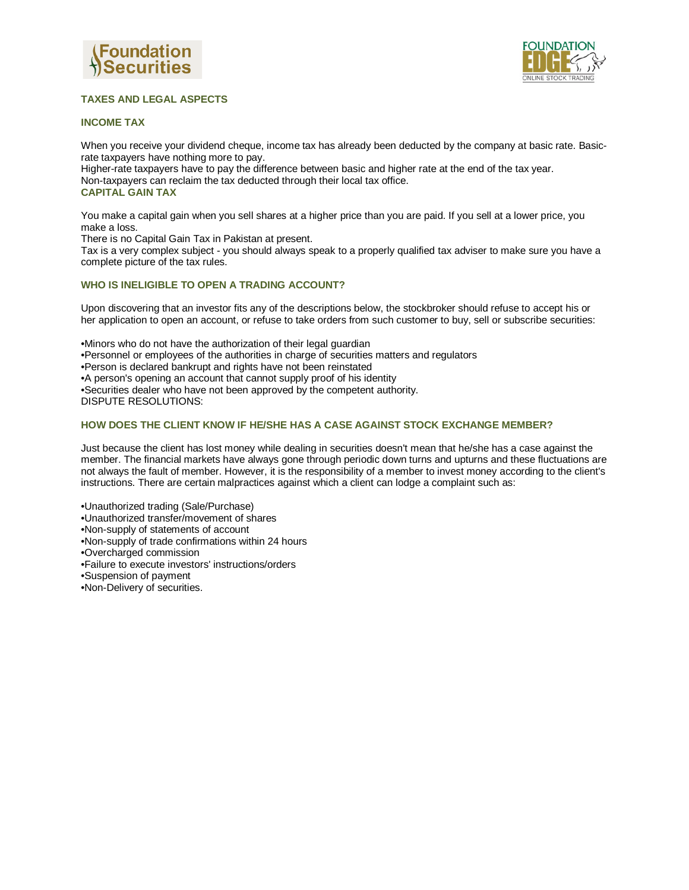## TAXES AND LEGAL ASPECTS

### INCOME TAX

When you receive your dividend cheque, income tax has already been deducted by the company at basic rate. Basic-rate taxpayers have nothing more to pay.
Higher-rate taxpayers have to pay the difference between basic and higher rate at the end of the tax year.
Non-taxpayers can reclaim the tax deducted through their local tax office.

### CAPITAL GAIN TAX

You make a capital gain when you sell shares at a higher price than you are paid. If you sell at a lower price, you make a loss.
There is no Capital Gain Tax in Pakistan at present.
Tax is a very complex subject - you should always speak to a properly qualified tax adviser to make sure you have a complete picture of the tax rules.

### WHO IS INELIGIBLE TO OPEN A TRADING ACCOUNT?

Upon discovering that an investor fits any of the descriptions below, the stockbroker should refuse to accept his or her application to open an account, or refuse to take orders from such customer to buy, sell or subscribe securities:

- Minors who do not have the authorization of their legal guardian
- Personnel or employees of the authorities in charge of securities matters and regulators
- Person is declared bankrupt and rights have not been reinstated
- A person's opening an account that cannot supply proof of his identity
- Securities dealer who have not been approved by the competent authority.

DISPUTE RESOLUTIONS:

### HOW DOES THE CLIENT KNOW IF HE/SHE HAS A CASE AGAINST STOCK EXCHANGE MEMBER?

Just because the client has lost money while dealing in securities doesn't mean that he/she has a case against the member. The financial markets have always gone through periodic down turns and upturns and these fluctuations are not always the fault of member. However, it is the responsibility of a member to invest money according to the client's instructions. There are certain malpractices against which a client can lodge a complaint such as:

- Unauthorized trading (Sale/Purchase)
- Unauthorized transfer/movement of shares
- Non-supply of statements of account
- Non-supply of trade confirmations within 24 hours
- Overcharged commission
- Failure to execute investors' instructions/orders
- Suspension of payment
- Non-Delivery of securities.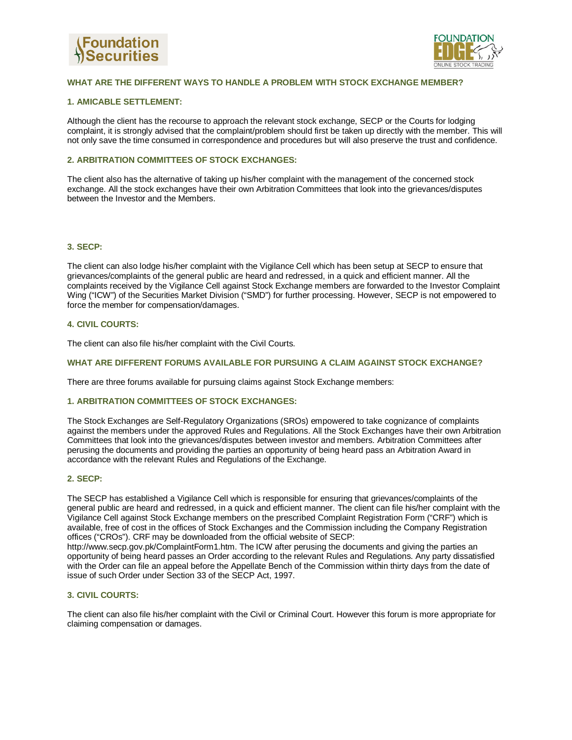## WHAT ARE THE DIFFERENT WAYS TO HANDLE A PROBLEM WITH STOCK EXCHANGE MEMBER?

### 1. AMICABLE SETTLEMENT:

Although the client has the recourse to approach the relevant stock exchange, SECP or the Courts for lodging complaint, it is strongly advised that the complaint/problem should first be taken up directly with the member. This will not only save the time consumed in correspondence and procedures but will also preserve the trust and confidence.

### 2. ARBITRATION COMMITTEES OF STOCK EXCHANGES:

The client also has the alternative of taking up his/her complaint with the management of the concerned stock exchange. All the stock exchanges have their own Arbitration Committees that look into the grievances/disputes between the Investor and the Members.

### 3. SECP:

The client can also lodge his/her complaint with the Vigilance Cell which has been setup at SECP to ensure that grievances/complaints of the general public are heard and redressed, in a quick and efficient manner. All the complaints received by the Vigilance Cell against Stock Exchange members are forwarded to the Investor Complaint Wing ("ICW") of the Securities Market Division ("SMD") for further processing. However, SECP is not empowered to force the member for compensation/damages.

### 4. CIVIL COURTS:

The client can also file his/her complaint with the Civil Courts.

## WHAT ARE DIFFERENT FORUMS AVAILABLE FOR PURSUING A CLAIM AGAINST STOCK EXCHANGE?

There are three forums available for pursuing claims against Stock Exchange members:

### 1. ARBITRATION COMMITTEES OF STOCK EXCHANGES:

The Stock Exchanges are Self-Regulatory Organizations (SROs) empowered to take cognizance of complaints against the members under the approved Rules and Regulations. All the Stock Exchanges have their own Arbitration Committees that look into the grievances/disputes between investor and members. Arbitration Committees after perusing the documents and providing the parties an opportunity of being heard pass an Arbitration Award in accordance with the relevant Rules and Regulations of the Exchange.

### 2. SECP:

The SECP has established a Vigilance Cell which is responsible for ensuring that grievances/complaints of the general public are heard and redressed, in a quick and efficient manner. The client can file his/her complaint with the Vigilance Cell against Stock Exchange members on the prescribed Complaint Registration Form ("CRF") which is available, free of cost in the offices of Stock Exchanges and the Commission including the Company Registration offices ("CROs"). CRF may be downloaded from the official website of SECP: http://www.secp.gov.pk/ComplaintForm1.htm. The ICW after perusing the documents and giving the parties an opportunity of being heard passes an Order according to the relevant Rules and Regulations. Any party dissatisfied with the Order can file an appeal before the Appellate Bench of the Commission within thirty days from the date of issue of such Order under Section 33 of the SECP Act, 1997.

### 3. CIVIL COURTS:

The client can also file his/her complaint with the Civil or Criminal Court. However this forum is more appropriate for claiming compensation or damages.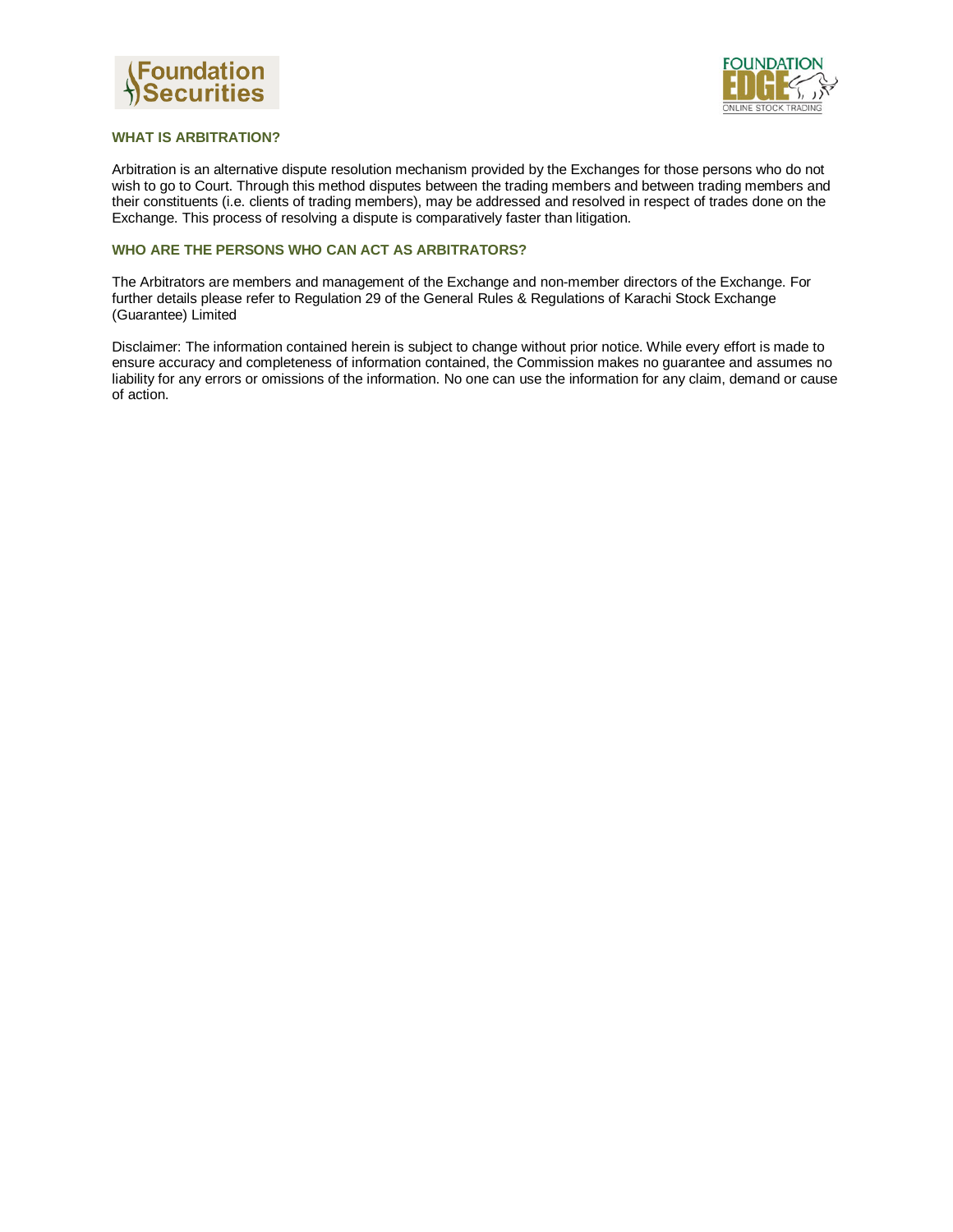## WHAT IS ARBITRATION?

Arbitration is an alternative dispute resolution mechanism provided by the Exchanges for those persons who do not wish to go to Court. Through this method disputes between the trading members and between trading members and their constituents (i.e. clients of trading members), may be addressed and resolved in respect of trades done on the Exchange. This process of resolving a dispute is comparatively faster than litigation.

## WHO ARE THE PERSONS WHO CAN ACT AS ARBITRATORS?

The Arbitrators are members and management of the Exchange and non-member directors of the Exchange. For further details please refer to Regulation 29 of the General Rules & Regulations of Karachi Stock Exchange (Guarantee) Limited

Disclaimer: The information contained herein is subject to change without prior notice. While every effort is made to ensure accuracy and completeness of information contained, the Commission makes no guarantee and assumes no liability for any errors or omissions of the information. No one can use the information for any claim, demand or cause of action.